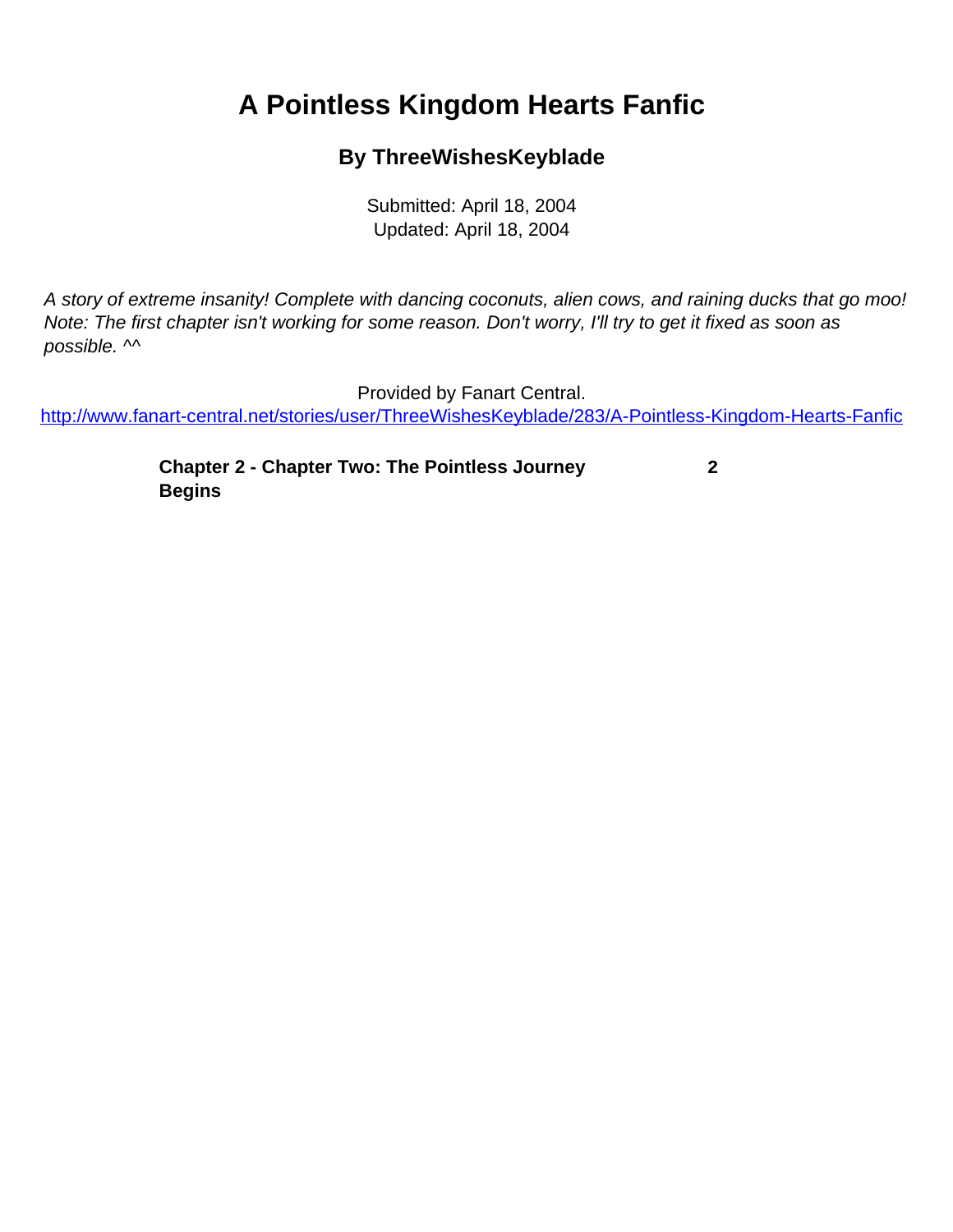# A Pointless Kingdom Hearts Fanfic

### By ThreeWishesKeyblade

Submitted: April 18, 2004
Updated: April 18, 2004

*A story of extreme insanity! Complete with dancing coconuts, alien cows, and raining ducks that go moo! Note: The first chapter isn't working for some reason. Don't worry, I'll try to get it fixed as soon as possible. ^^*

Provided by Fanart Central.
http://www.fanart-central.net/stories/user/ThreeWishesKeyblade/283/A-Pointless-Kingdom-Hearts-Fanfic

| | |
|---|---|
| **Chapter 2 - Chapter Two: The Pointless Journey Begins** | **2** |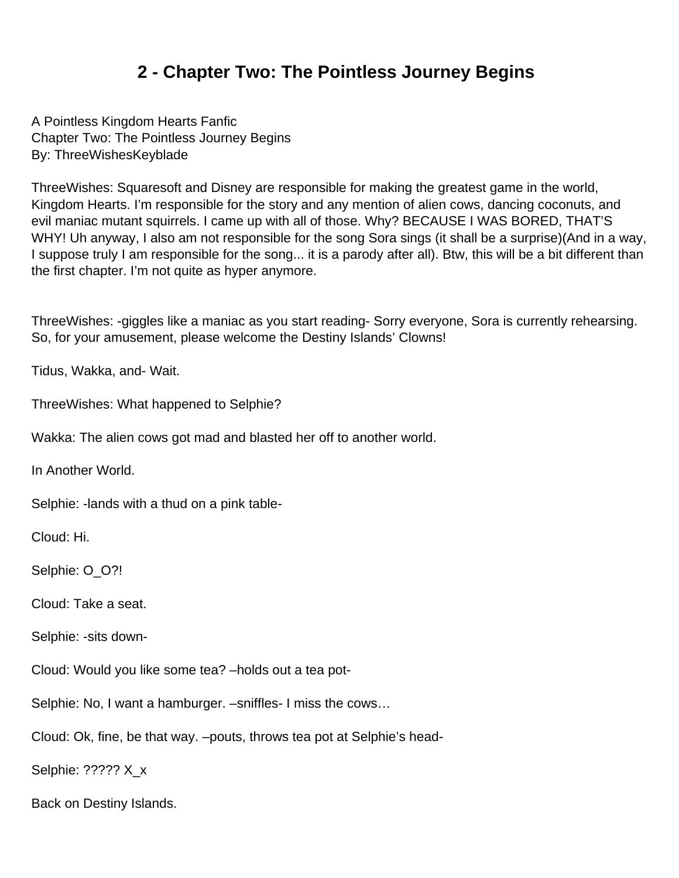# 2 - Chapter Two: The Pointless Journey Begins

A Pointless Kingdom Hearts Fanfic
Chapter Two: The Pointless Journey Begins
By: ThreeWishesKeyblade

ThreeWishes: Squaresoft and Disney are responsible for making the greatest game in the world, Kingdom Hearts. I'm responsible for the story and any mention of alien cows, dancing coconuts, and evil maniac mutant squirrels. I came up with all of those. Why? BECAUSE I WAS BORED, THAT'S WHY! Uh anyway, I also am not responsible for the song Sora sings (it shall be a surprise)(And in a way, I suppose truly I am responsible for the song... it is a parody after all). Btw, this will be a bit different than the first chapter. I'm not quite as hyper anymore.

ThreeWishes: -giggles like a maniac as you start reading- Sorry everyone, Sora is currently rehearsing. So, for your amusement, please welcome the Destiny Islands' Clowns!

Tidus, Wakka, and- Wait.

ThreeWishes: What happened to Selphie?

Wakka: The alien cows got mad and blasted her off to another world.

In Another World.

Selphie: -lands with a thud on a pink table-

Cloud: Hi.

Selphie: O_O?!

Cloud: Take a seat.

Selphie: -sits down-

Cloud: Would you like some tea? –holds out a tea pot-

Selphie: No, I want a hamburger. –sniffles- I miss the cows…

Cloud: Ok, fine, be that way. –pouts, throws tea pot at Selphie's head-

Selphie: ????? X_x

Back on Destiny Islands.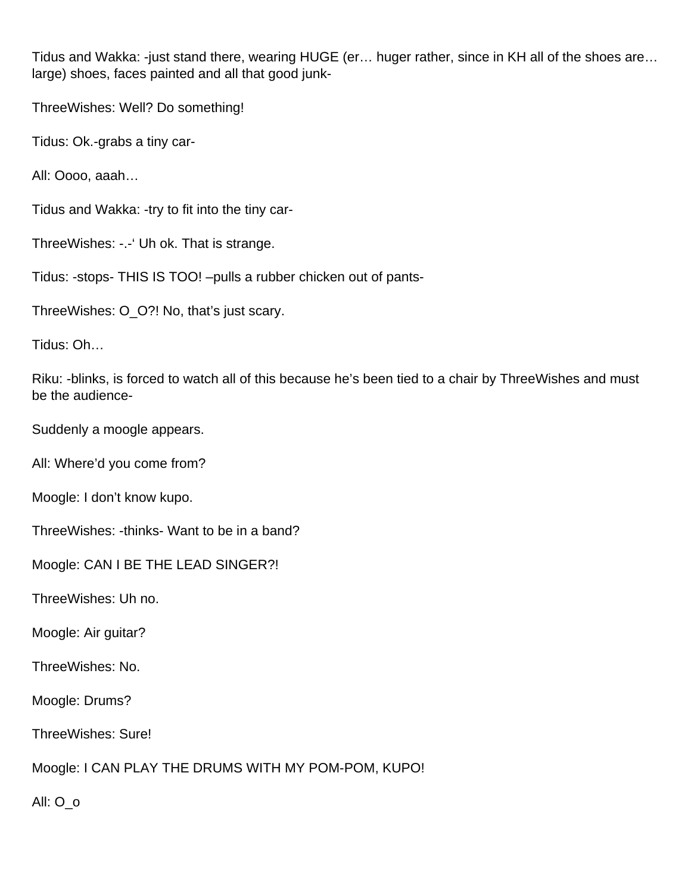Tidus and Wakka: -just stand there, wearing HUGE (er… huger rather, since in KH all of the shoes are… large) shoes, faces painted and all that good junk-

ThreeWishes: Well? Do something!

Tidus: Ok.-grabs a tiny car-

All: Oooo, aaah…

Tidus and Wakka: -try to fit into the tiny car-

ThreeWishes: -.-' Uh ok. That is strange.

Tidus: -stops- THIS IS TOO! –pulls a rubber chicken out of pants-

ThreeWishes: O_O?! No, that's just scary.

Tidus: Oh…

Riku: -blinks, is forced to watch all of this because he's been tied to a chair by ThreeWishes and must be the audience-

Suddenly a moogle appears.

All: Where'd you come from?

Moogle: I don't know kupo.

ThreeWishes: -thinks- Want to be in a band?

Moogle: CAN I BE THE LEAD SINGER?!

ThreeWishes: Uh no.

Moogle: Air guitar?

ThreeWishes: No.

Moogle: Drums?

ThreeWishes: Sure!

Moogle: I CAN PLAY THE DRUMS WITH MY POM-POM, KUPO!

All: O_o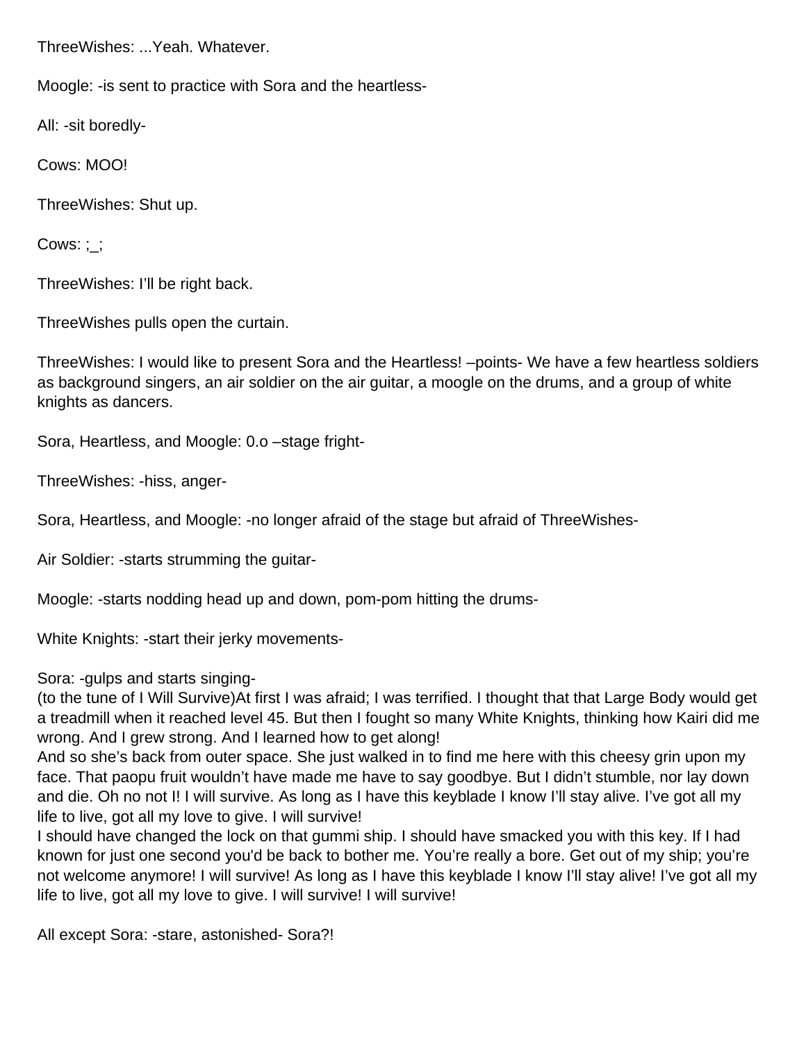ThreeWishes: ...Yeah. Whatever.

Moogle: -is sent to practice with Sora and the heartless-

All: -sit boredly-

Cows: MOO!

ThreeWishes: Shut up.

Cows: ;_;

ThreeWishes: I'll be right back.

ThreeWishes pulls open the curtain.

ThreeWishes: I would like to present Sora and the Heartless! –points- We have a few heartless soldiers as background singers, an air soldier on the air guitar, a moogle on the drums, and a group of white knights as dancers.

Sora, Heartless, and Moogle: 0.o –stage fright-

ThreeWishes: -hiss, anger-

Sora, Heartless, and Moogle: -no longer afraid of the stage but afraid of ThreeWishes-

Air Soldier: -starts strumming the guitar-

Moogle: -starts nodding head up and down, pom-pom hitting the drums-

White Knights: -start their jerky movements-

Sora: -gulps and starts singing-
(to the tune of I Will Survive)At first I was afraid; I was terrified. I thought that that Large Body would get a treadmill when it reached level 45. But then I fought so many White Knights, thinking how Kairi did me wrong. And I grew strong. And I learned how to get along!
And so she's back from outer space. She just walked in to find me here with this cheesy grin upon my face. That paopu fruit wouldn't have made me have to say goodbye. But I didn't stumble, nor lay down and die. Oh no not I! I will survive. As long as I have this keyblade I know I'll stay alive. I've got all my life to live, got all my love to give. I will survive!
I should have changed the lock on that gummi ship. I should have smacked you with this key. If I had known for just one second you'd be back to bother me. You're really a bore. Get out of my ship; you're not welcome anymore! I will survive! As long as I have this keyblade I know I'll stay alive! I've got all my life to live, got all my love to give. I will survive! I will survive!

All except Sora: -stare, astonished- Sora?!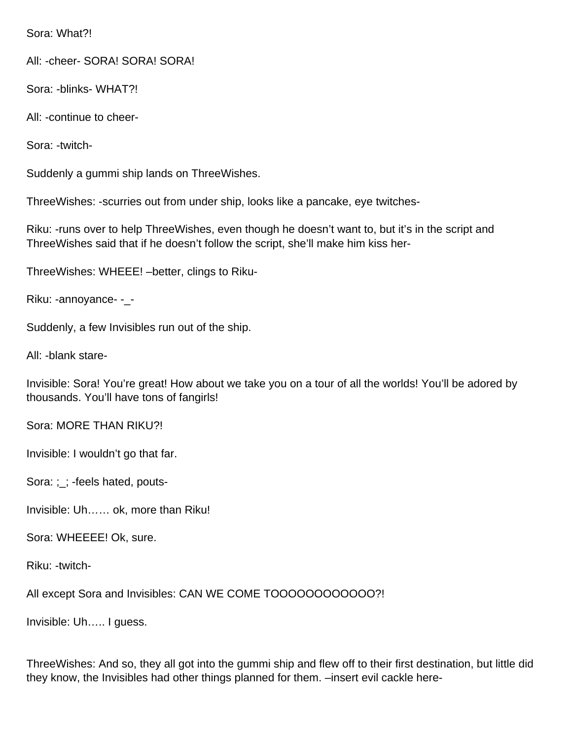Sora: What?!

All: -cheer- SORA! SORA! SORA!

Sora: -blinks- WHAT?!

All: -continue to cheer-

Sora: -twitch-

Suddenly a gummi ship lands on ThreeWishes.

ThreeWishes: -scurries out from under ship, looks like a pancake, eye twitches-

Riku: -runs over to help ThreeWishes, even though he doesn't want to, but it's in the script and ThreeWishes said that if he doesn't follow the script, she'll make him kiss her-

ThreeWishes: WHEEE! –better, clings to Riku-

Riku: -annoyance- -_-

Suddenly, a few Invisibles run out of the ship.

All: -blank stare-

Invisible: Sora! You're great! How about we take you on a tour of all the worlds! You'll be adored by thousands. You'll have tons of fangirls!

Sora: MORE THAN RIKU?!

Invisible: I wouldn't go that far.

Sora: ;_; -feels hated, pouts-

Invisible: Uh…… ok, more than Riku!

Sora: WHEEEE! Ok, sure.

Riku: -twitch-

All except Sora and Invisibles: CAN WE COME TOOOOOOOOOOOO?!

Invisible: Uh….. I guess.

ThreeWishes: And so, they all got into the gummi ship and flew off to their first destination, but little did they know, the Invisibles had other things planned for them. –insert evil cackle here-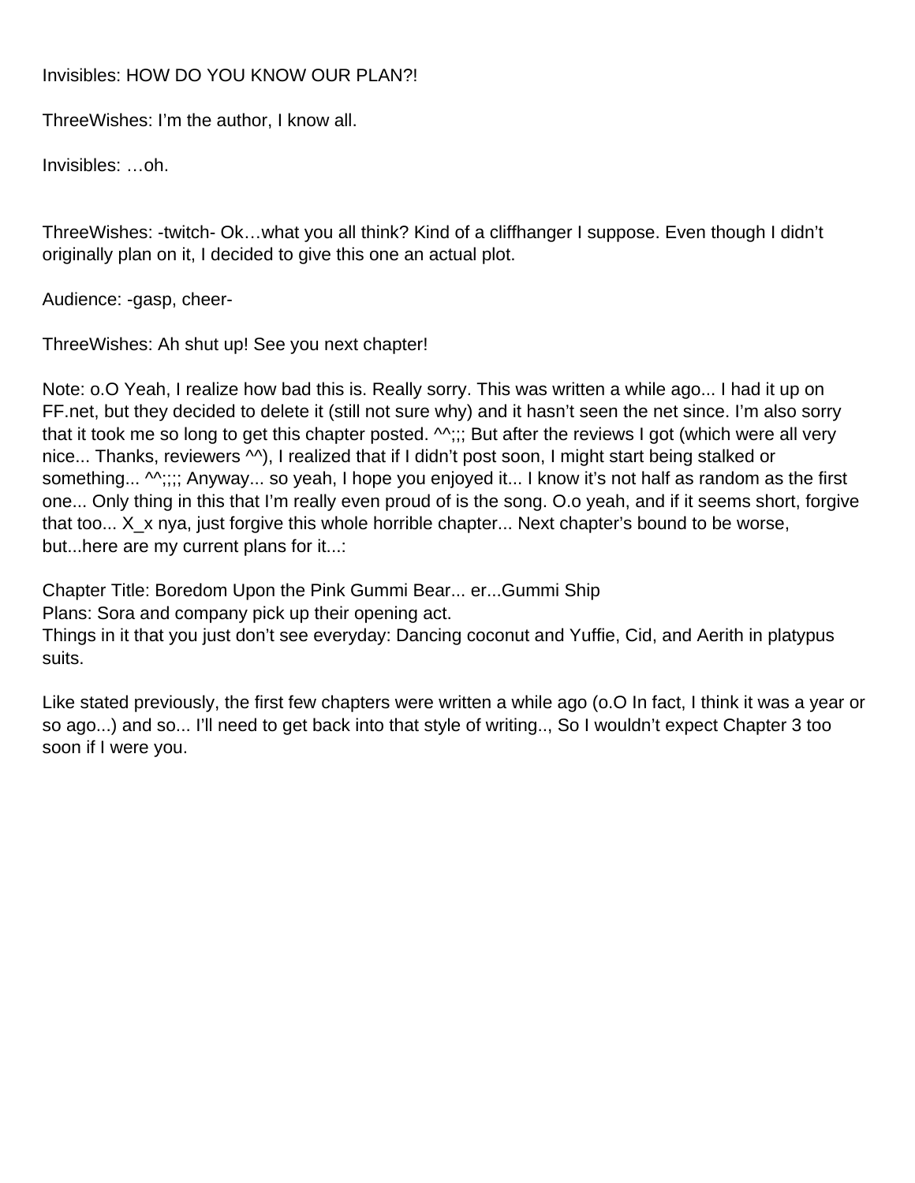Invisibles: HOW DO YOU KNOW OUR PLAN?!

ThreeWishes: I'm the author, I know all.

Invisibles: …oh.

ThreeWishes: -twitch- Ok…what you all think? Kind of a cliffhanger I suppose. Even though I didn't originally plan on it, I decided to give this one an actual plot.

Audience: -gasp, cheer-

ThreeWishes: Ah shut up! See you next chapter!

Note: o.O Yeah, I realize how bad this is. Really sorry. This was written a while ago... I had it up on FF.net, but they decided to delete it (still not sure why) and it hasn't seen the net since. I'm also sorry that it took me so long to get this chapter posted. ^^;;; But after the reviews I got (which were all very nice... Thanks, reviewers ^^), I realized that if I didn't post soon, I might start being stalked or something... ^^;;;; Anyway... so yeah, I hope you enjoyed it... I know it's not half as random as the first one... Only thing in this that I'm really even proud of is the song. O.o yeah, and if it seems short, forgive that too... X_x nya, just forgive this whole horrible chapter... Next chapter's bound to be worse, but...here are my current plans for it...:

Chapter Title: Boredom Upon the Pink Gummi Bear... er...Gummi Ship
Plans: Sora and company pick up their opening act.
Things in it that you just don't see everyday: Dancing coconut and Yuffie, Cid, and Aerith in platypus suits.

Like stated previously, the first few chapters were written a while ago (o.O In fact, I think it was a year or so ago...) and so... I'll need to get back into that style of writing.., So I wouldn't expect Chapter 3 too soon if I were you.